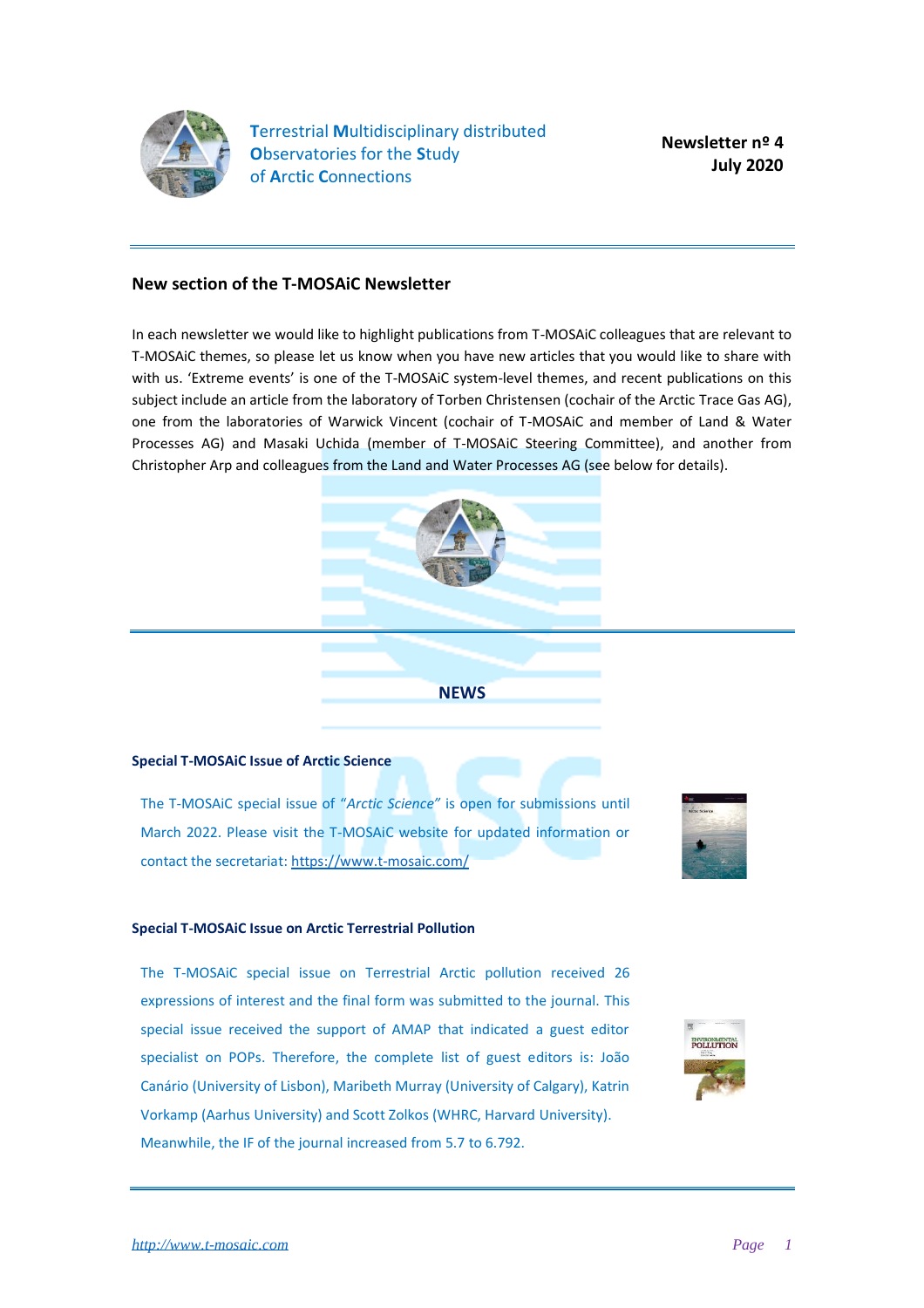**T**errestrial **M**ultidisciplinary distributed **O**bservatories for the **S**tudy of **A**rcti**c** **C**onnections

**Newsletter nº 4**
**July 2020**

## New section of the T-MOSAiC Newsletter

In each newsletter we would like to highlight publications from T-MOSAiC colleagues that are relevant to T-MOSAiC themes, so please let us know when you have new articles that you would like to share with with us. 'Extreme events' is one of the T-MOSAiC system-level themes, and recent publications on this subject include an article from the laboratory of Torben Christensen (cochair of the Arctic Trace Gas AG), one from the laboratories of Warwick Vincent (cochair of T-MOSAiC and member of Land & Water Processes AG) and Masaki Uchida (member of T-MOSAiC Steering Committee), and another from Christopher Arp and colleagues from the Land and Water Processes AG (see below for details).

## NEWS

### Special T-MOSAiC Issue of Arctic Science

The T-MOSAiC special issue of "*Arctic Science*" is open for submissions until March 2022. Please visit the T-MOSAiC website for updated information or contact the secretariat: https://www.t-mosaic.com/

### Special T-MOSAiC Issue on Arctic Terrestrial Pollution

The T-MOSAiC special issue on Terrestrial Arctic pollution received 26 expressions of interest and the final form was submitted to the journal. This special issue received the support of AMAP that indicated a guest editor specialist on POPs. Therefore, the complete list of guest editors is: João Canário (University of Lisbon), Maribeth Murray (University of Calgary), Katrin Vorkamp (Aarhus University) and Scott Zolkos (WHRC, Harvard University). Meanwhile, the IF of the journal increased from 5.7 to 6.792.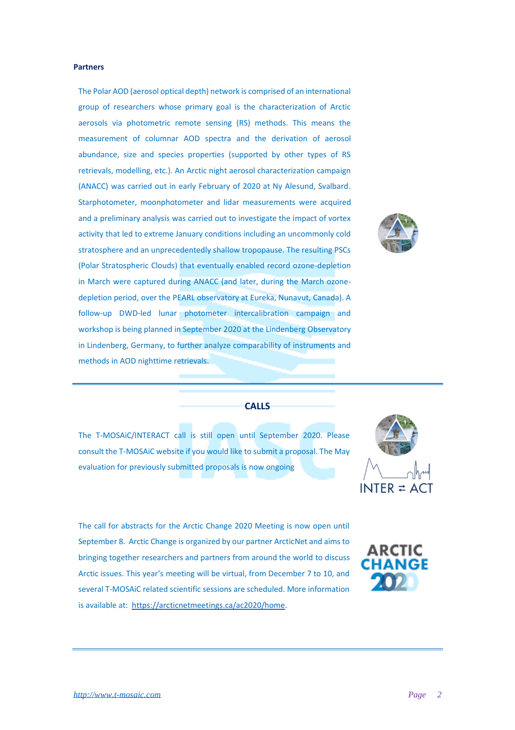**Partners**

The Polar AOD (aerosol optical depth) network is comprised of an international group of researchers whose primary goal is the characterization of Arctic aerosols via photometric remote sensing (RS) methods. This means the measurement of columnar AOD spectra and the derivation of aerosol abundance, size and species properties (supported by other types of RS retrievals, modelling, etc.). An Arctic night aerosol characterization campaign (ANACC) was carried out in early February of 2020 at Ny Alesund, Svalbard. Starphotometer, moonphotometer and lidar measurements were acquired and a preliminary analysis was carried out to investigate the impact of vortex activity that led to extreme January conditions including an uncommonly cold stratosphere and an unprecedentedly shallow tropopause. The resulting PSCs (Polar Stratospheric Clouds) that eventually enabled record ozone-depletion in March were captured during ANACC (and later, during the March ozone-depletion period, over the PEARL observatory at Eureka, Nunavut, Canada). A follow-up DWD-led lunar photometer intercalibration campaign and workshop is being planned in September 2020 at the Lindenberg Observatory in Lindenberg, Germany, to further analyze comparability of instruments and methods in AOD nighttime retrievals.

## CALLS

The T-MOSAiC/INTERACT call is still open until September 2020. Please consult the T-MOSAiC website if you would like to submit a proposal. The May evaluation for previously submitted proposals is now ongoing

The call for abstracts for the Arctic Change 2020 Meeting is now open until September 8. Arctic Change is organized by our partner ArcticNet and aims to bringing together researchers and partners from around the world to discuss Arctic issues. This year's meeting will be virtual, from December 7 to 10, and several T-MOSAiC related scientific sessions are scheduled. More information is available at: https://arcticnetmeetings.ca/ac2020/home.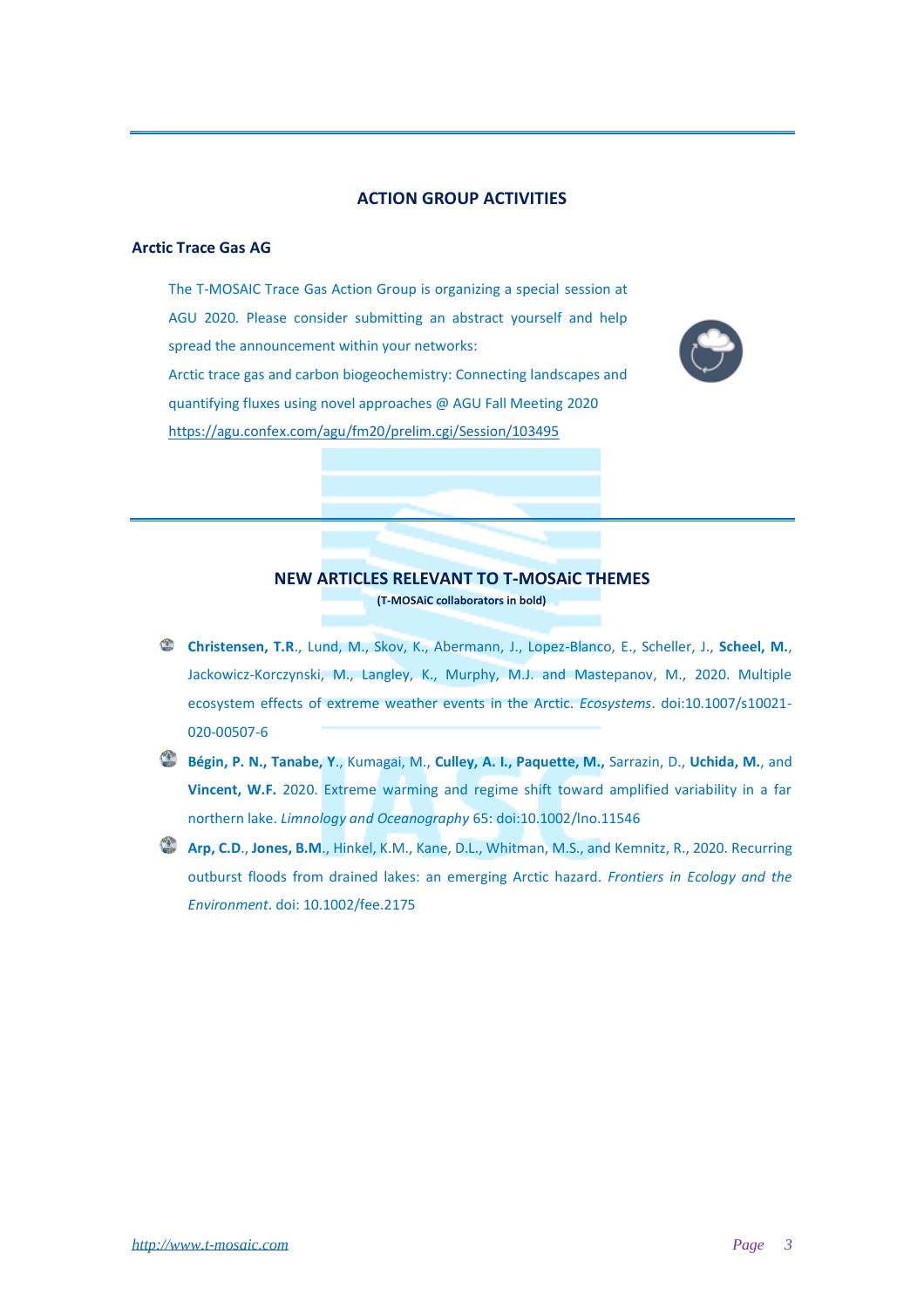## ACTION GROUP ACTIVITIES

### Arctic Trace Gas AG

The T-MOSAIC Trace Gas Action Group is organizing a special session at AGU 2020. Please consider submitting an abstract yourself and help spread the announcement within your networks:
Arctic trace gas and carbon biogeochemistry: Connecting landscapes and quantifying fluxes using novel approaches @ AGU Fall Meeting 2020
https://agu.confex.com/agu/fm20/prelim.cgi/Session/103495

## NEW ARTICLES RELEVANT TO T-MOSAiC THEMES

**(T-MOSAiC collaborators in bold)**

- **Christensen, T.R.**, Lund, M., Skov, K., Abermann, J., Lopez-Blanco, E., Scheller, J., **Scheel, M.**, Jackowicz-Korczynski, M., Langley, K., Murphy, M.J. and Mastepanov, M., 2020. Multiple ecosystem effects of extreme weather events in the Arctic. *Ecosystems*. doi:10.1007/s10021-020-00507-6
- **Bégin, P. N., Tanabe, Y**., Kumagai, M., **Culley, A. I., Paquette, M.,** Sarrazin, D., **Uchida, M.**, and **Vincent, W.F.** 2020. Extreme warming and regime shift toward amplified variability in a far northern lake. *Limnology and Oceanography* 65: doi:10.1002/lno.11546
- **Arp, C.D**., **Jones, B.M**., Hinkel, K.M., Kane, D.L., Whitman, M.S., and Kemnitz, R., 2020. Recurring outburst floods from drained lakes: an emerging Arctic hazard. *Frontiers in Ecology and the Environment*. doi: 10.1002/fee.2175